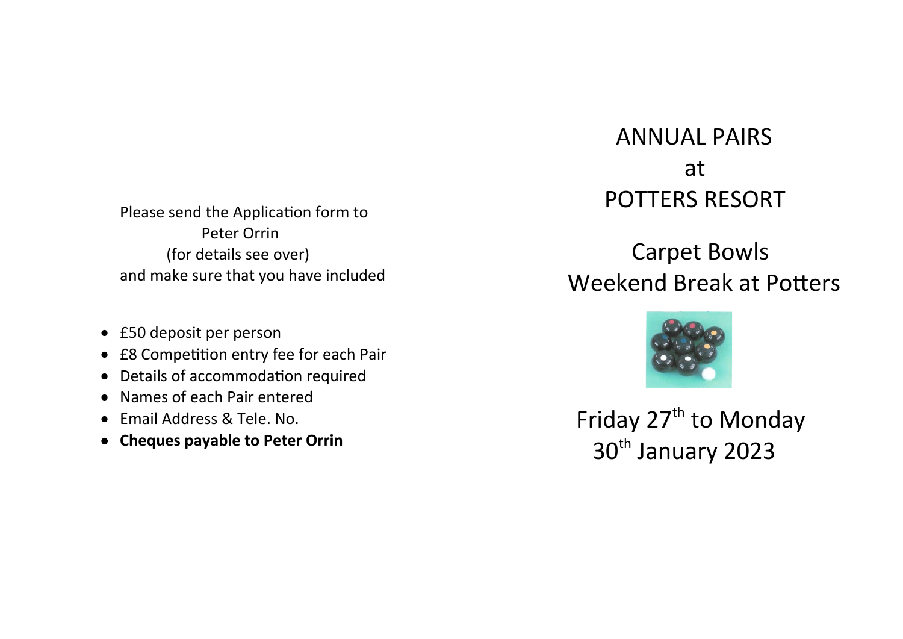Please send the Application form to
Peter Orrin
(for details see over)
and make sure that you have included

- £50 deposit per person
- £8 Competition entry fee for each Pair
- Details of accommodation required
- Names of each Pair entered
- Email Address & Tele. No.
- **Cheques payable to Peter Orrin**

# ANNUAL PAIRS
# at
# POTTERS RESORT

## Carpet Bowls
## Weekend Break at Potters

Friday 27th to Monday 30th January 2023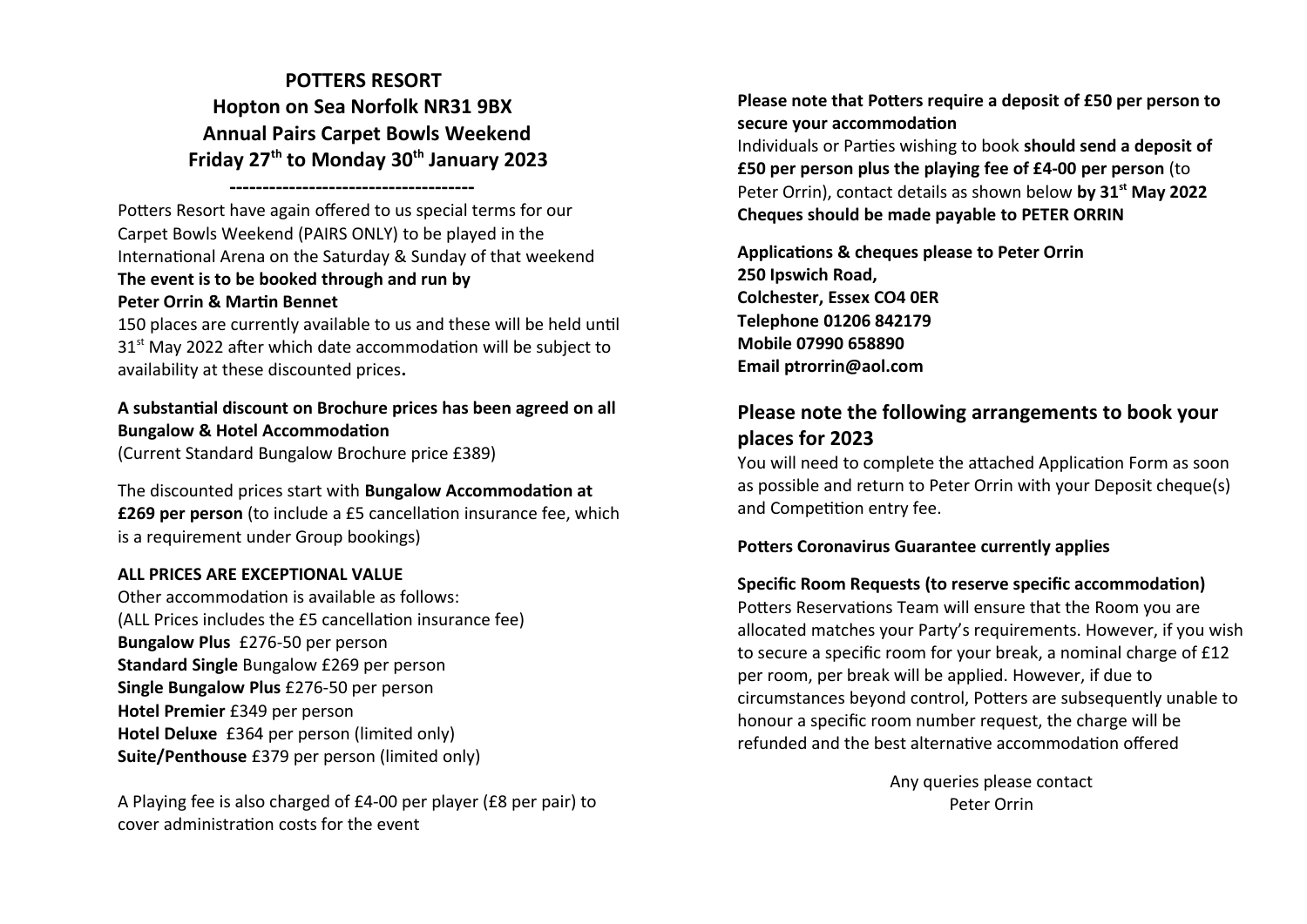# POTTERS RESORT
## Hopton on Sea Norfolk NR31 9BX
## Annual Pairs Carpet Bowls Weekend
## Friday 27th to Monday 30th January 2023

-------------------------------------

Potters Resort have again offered to us special terms for our Carpet Bowls Weekend (PAIRS ONLY) to be played in the International Arena on the Saturday & Sunday of that weekend

**The event is to be booked through and run by**
**Peter Orrin & Martin Bennet**

150 places are currently available to us and these will be held until 31st May 2022 after which date accommodation will be subject to availability at these discounted prices**.**

**A substantial discount on Brochure prices has been agreed on all Bungalow & Hotel Accommodation**
(Current Standard Bungalow Brochure price £389)

The discounted prices start with **Bungalow Accommodation at £269 per person** (to include a £5 cancellation insurance fee, which is a requirement under Group bookings)

**ALL PRICES ARE EXCEPTIONAL VALUE**
Other accommodation is available as follows:
(ALL Prices includes the £5 cancellation insurance fee)
**Bungalow Plus** £276-50 per person
**Standard Single** Bungalow £269 per person
**Single Bungalow Plus** £276-50 per person
**Hotel Premier** £349 per person
**Hotel Deluxe** £364 per person (limited only)
**Suite/Penthouse** £379 per person (limited only)

A Playing fee is also charged of £4-00 per player (£8 per pair) to cover administration costs for the event

**Please note that Potters require a deposit of £50 per person to secure your accommodation**
Individuals or Parties wishing to book **should send a deposit of £50 per person plus the playing fee of £4-00 per person** (to Peter Orrin), contact details as shown below **by 31st May 2022**
**Cheques should be made payable to PETER ORRIN**

**Applications & cheques please to Peter Orrin**
**250 Ipswich Road,**
**Colchester, Essex CO4 0ER**
**Telephone 01206 842179**
**Mobile 07990 658890**
**Email ptrorrin@aol.com**

## Please note the following arrangements to book your places for 2023

You will need to complete the attached Application Form as soon as possible and return to Peter Orrin with your Deposit cheque(s) and Competition entry fee.

**Potters Coronavirus Guarantee currently applies**

**Specific Room Requests (to reserve specific accommodation)**
Potters Reservations Team will ensure that the Room you are allocated matches your Party's requirements. However, if you wish to secure a specific room for your break, a nominal charge of £12 per room, per break will be applied. However, if due to circumstances beyond control, Potters are subsequently unable to honour a specific room number request, the charge will be refunded and the best alternative accommodation offered

Any queries please contact
Peter Orrin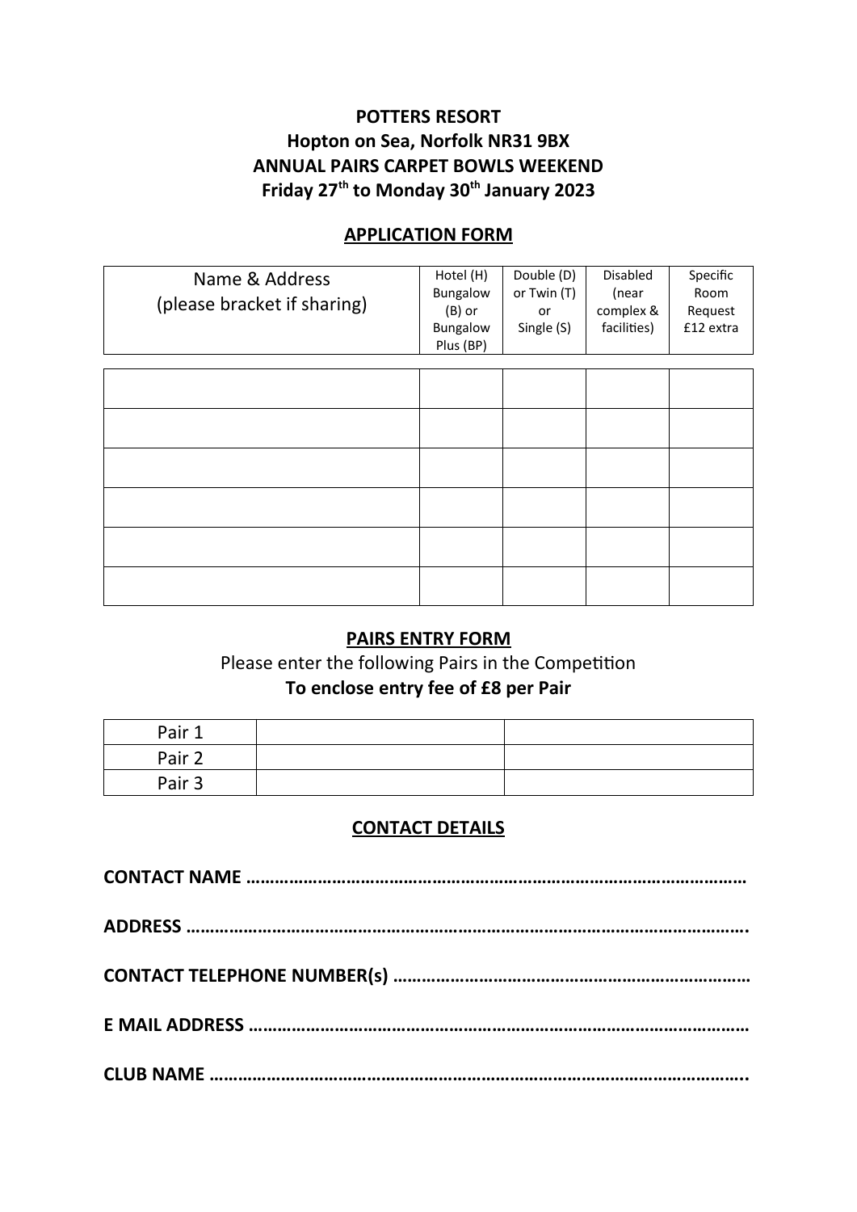**POTTERS RESORT**
**Hopton on Sea, Norfolk NR31 9BX**
**ANNUAL PAIRS CARPET BOWLS WEEKEND**
**Friday 27th to Monday 30th January 2023**

## APPLICATION FORM

| Name & Address (please bracket if sharing) | Hotel (H) Bungalow (B) or Bungalow Plus (BP) | Double (D) or Twin (T) or Single (S) | Disabled (near complex & facilities) | Specific Room Request £12 extra |
|---|---|---|---|---|
| | | | | |
| | | | | |
| | | | | |
| | | | | |
| | | | | |
| | | | | |

## PAIRS ENTRY FORM

Please enter the following Pairs in the Competition

**To enclose entry fee of £8 per Pair**

| | | |
|---|---|---|
| Pair 1 | | |
| Pair 2 | | |
| Pair 3 | | |

## CONTACT DETAILS

**CONTACT NAME ……………………………………………………………………………………….**

**ADDRESS …………………………………………………………………………………………………….**

**CONTACT TELEPHONE NUMBER(s) ………………………………………………………………**

**E MAIL ADDRESS ………………………………………………………………………………………**

**CLUB NAME ………………………………………………………………………………………………..**